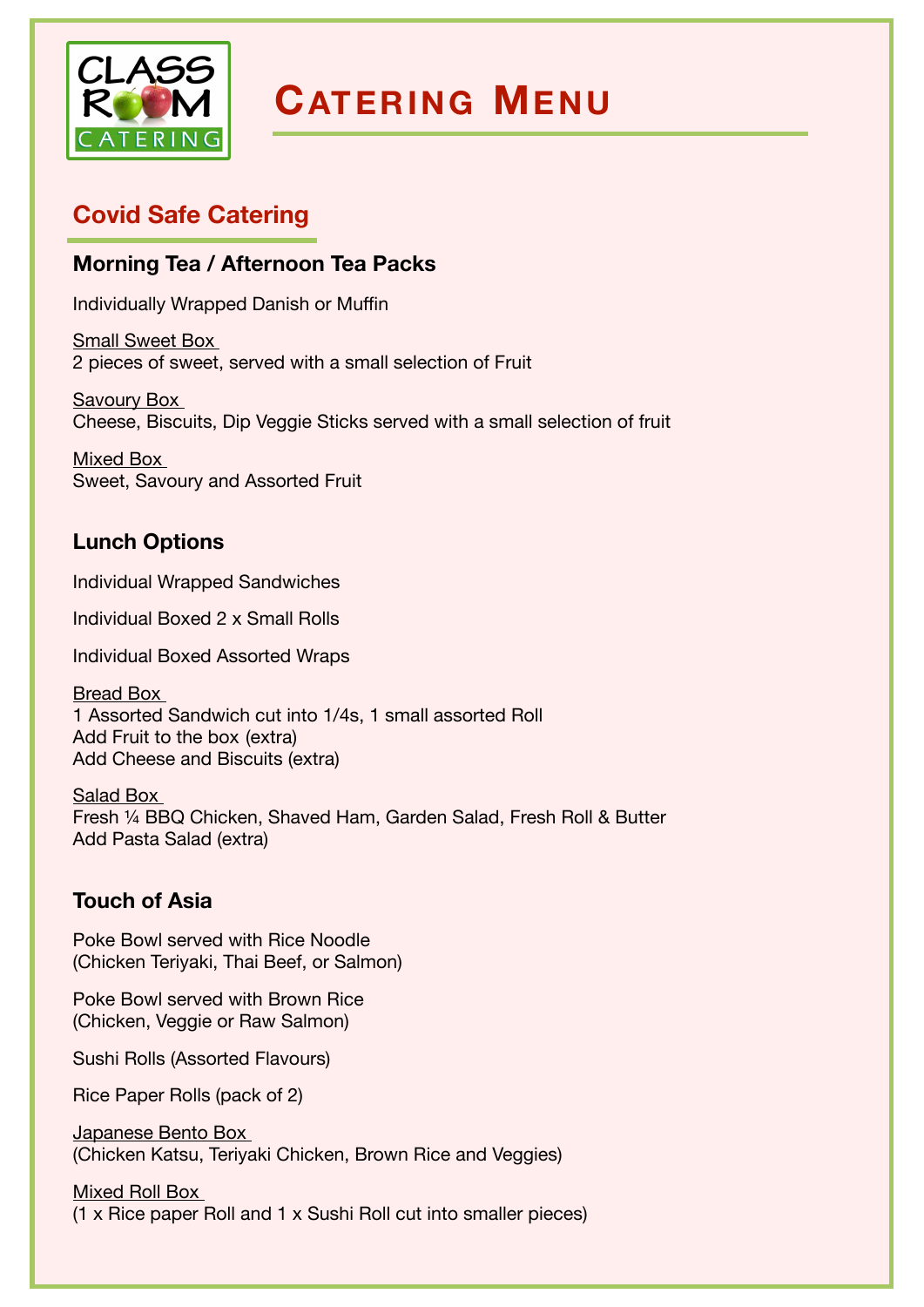# Catering Menu

## Covid Safe Catering

### Morning Tea / Afternoon Tea Packs

Individually Wrapped Danish or Muffin

Small Sweet Box
2 pieces of sweet, served with a small selection of Fruit

Savoury Box
Cheese, Biscuits, Dip Veggie Sticks served with a small selection of fruit

Mixed Box
Sweet, Savoury and Assorted Fruit

### Lunch Options

Individual Wrapped Sandwiches

Individual Boxed 2 x Small Rolls

Individual Boxed Assorted Wraps

Bread Box
1 Assorted Sandwich cut into 1/4s, 1 small assorted Roll
Add Fruit to the box (extra)
Add Cheese and Biscuits (extra)

Salad Box
Fresh ¼ BBQ Chicken, Shaved Ham, Garden Salad, Fresh Roll & Butter
Add Pasta Salad (extra)

### Touch of Asia

Poke Bowl served with Rice Noodle
(Chicken Teriyaki, Thai Beef, or Salmon)

Poke Bowl served with Brown Rice
(Chicken, Veggie or Raw Salmon)

Sushi Rolls (Assorted Flavours)

Rice Paper Rolls (pack of 2)

Japanese Bento Box
(Chicken Katsu, Teriyaki Chicken, Brown Rice and Veggies)

Mixed Roll Box
(1 x Rice paper Roll and 1 x Sushi Roll cut into smaller pieces)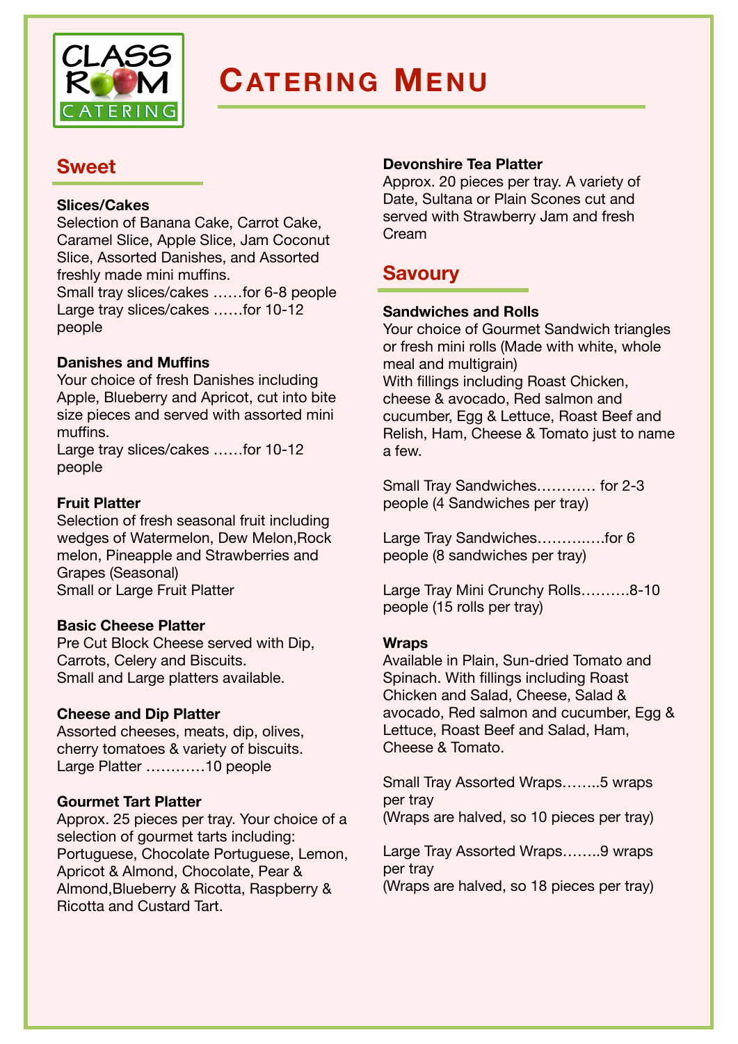# Catering Menu

## Sweet

**Slices/Cakes**

Selection of Banana Cake, Carrot Cake, Caramel Slice, Apple Slice, Jam Coconut Slice, Assorted Danishes, and Assorted freshly made mini muffins.

Small tray slices/cakes ……for 6-8 people

Large tray slices/cakes ……for 10-12 people

**Danishes and Muffins**

Your choice of fresh Danishes including Apple, Blueberry and Apricot, cut into bite size pieces and served with assorted mini muffins.

Large tray slices/cakes ……for 10-12 people

**Fruit Platter**

Selection of fresh seasonal fruit including wedges of Watermelon, Dew Melon,Rock melon, Pineapple and Strawberries and Grapes (Seasonal)

Small or Large Fruit Platter

**Basic Cheese Platter**

Pre Cut Block Cheese served with Dip, Carrots, Celery and Biscuits.

Small and Large platters available.

**Cheese and Dip Platter**

Assorted cheeses, meats, dip, olives, cherry tomatoes & variety of biscuits.

Large Platter …………10 people

**Gourmet Tart Platter**

Approx. 25 pieces per tray. Your choice of a selection of gourmet tarts including: Portuguese, Chocolate Portuguese, Lemon, Apricot & Almond, Chocolate, Pear & Almond,Blueberry & Ricotta, Raspberry & Ricotta and Custard Tart.

**Devonshire Tea Platter**

Approx. 20 pieces per tray. A variety of Date, Sultana or Plain Scones cut and served with Strawberry Jam and fresh Cream

## Savoury

**Sandwiches and Rolls**

Your choice of Gourmet Sandwich triangles or fresh mini rolls (Made with white, whole meal and multigrain)

With fillings including Roast Chicken, cheese & avocado, Red salmon and cucumber, Egg & Lettuce, Roast Beef and Relish, Ham, Cheese & Tomato just to name a few.

Small Tray Sandwiches………… for 2-3 people (4 Sandwiches per tray)

Large Tray Sandwiches…………..for 6 people (8 sandwiches per tray)

Large Tray Mini Crunchy Rolls……….8-10 people (15 rolls per tray)

**Wraps**

Available in Plain, Sun-dried Tomato and Spinach. With fillings including Roast Chicken and Salad, Cheese, Salad & avocado, Red salmon and cucumber, Egg & Lettuce, Roast Beef and Salad, Ham, Cheese & Tomato.

Small Tray Assorted Wraps……..5 wraps per tray
(Wraps are halved, so 10 pieces per tray)

Large Tray Assorted Wraps……..9 wraps per tray
(Wraps are halved, so 18 pieces per tray)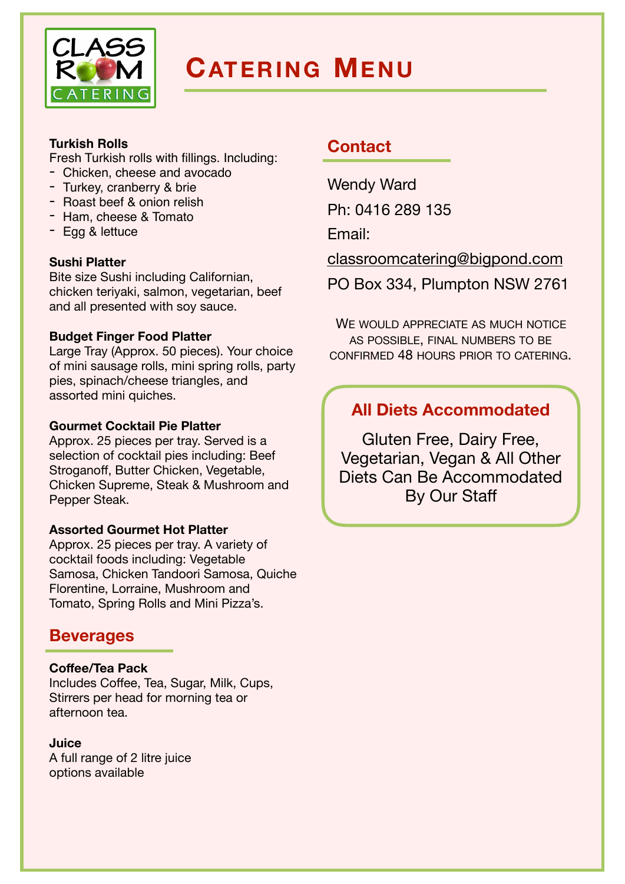# Catering Menu

**Turkish Rolls**
Fresh Turkish rolls with fillings. Including:
- Chicken, cheese and avocado
- Turkey, cranberry & brie
- Roast beef & onion relish
- Ham, cheese & Tomato
- Egg & lettuce

**Sushi Platter**
Bite size Sushi including Californian, chicken teriyaki, salmon, vegetarian, beef and all presented with soy sauce.

**Budget Finger Food Platter**
Large Tray (Approx. 50 pieces). Your choice of mini sausage rolls, mini spring rolls, party pies, spinach/cheese triangles, and assorted mini quiches.

**Gourmet Cocktail Pie Platter**
Approx. 25 pieces per tray. Served is a selection of cocktail pies including: Beef Stroganoff, Butter Chicken, Vegetable, Chicken Supreme, Steak & Mushroom and Pepper Steak.

**Assorted Gourmet Hot Platter**
Approx. 25 pieces per tray. A variety of cocktail foods including: Vegetable Samosa, Chicken Tandoori Samosa, Quiche Florentine, Lorraine, Mushroom and Tomato, Spring Rolls and Mini Pizza's.

## Beverages

**Coffee/Tea Pack**
Includes Coffee, Tea, Sugar, Milk, Cups, Stirrers per head for morning tea or afternoon tea.

**Juice**
A full range of 2 litre juice options available

## Contact

Wendy Ward
Ph: 0416 289 135
Email:
classroomcatering@bigpond.com
PO Box 334, Plumpton NSW 2761

We would appreciate as much notice as possible, final numbers to be confirmed 48 hours prior to catering.

### All Diets Accommodated

Gluten Free, Dairy Free, Vegetarian, Vegan & All Other Diets Can Be Accommodated By Our Staff